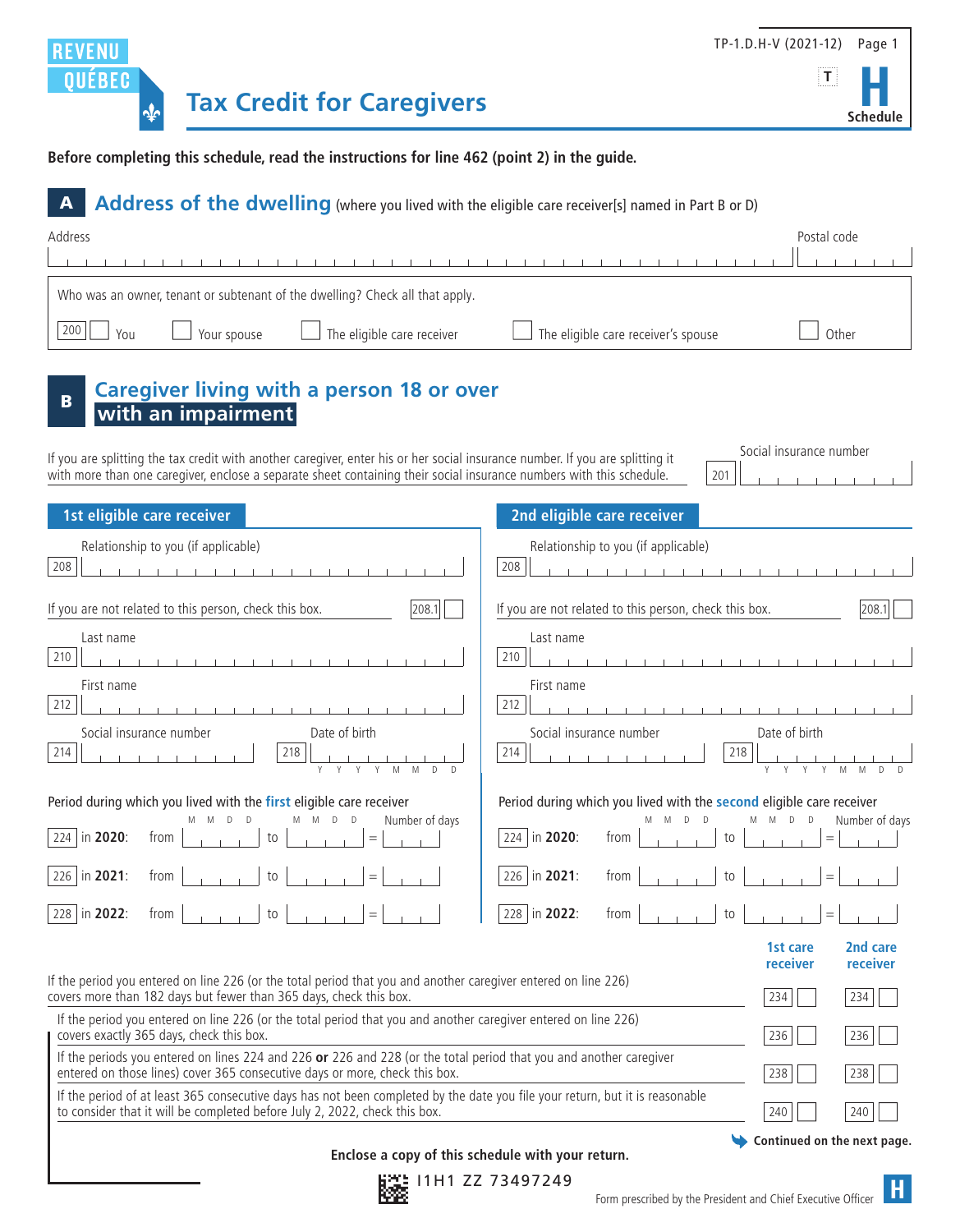REVENU QUÉBEC

# Tax Credit for Caregivers

TP-1.D.H-V (2021-12)

H Schedule

**Before completing this schedule, read the instructions for line 462 (point 2) in the guide.**

## A Address of the dwelling (where you lived with the eligible care receiver[s] named in Part B or D)

Address | Postal code

Who was an owner, tenant or subtenant of the dwelling? Check all that apply.

200 ☐ You ☐ Your spouse ☐ The eligible care receiver ☐ The eligible care receiver's spouse ☐ Other

## B Caregiver living with a person 18 or over with an impairment

If you are splitting the tax credit with another caregiver, enter his or her social insurance number. If you are splitting it with more than one caregiver, enclose a separate sheet containing their social insurance numbers with this schedule.

201 Social insurance number

### 1st eligible care receiver

208 Relationship to you (if applicable)

If you are not related to this person, check this box. 208.1 ☐

210 Last name

212 First name

214 Social insurance number

218 Date of birth (Y Y Y Y M M D D)

Period during which you lived with the **first** eligible care receiver

| | | from (M M D D) | to (M M D D) | Number of days |
|---|---|---|---|---|
| 224 | in **2020**: | | | = |
| 226 | in **2021**: | | | = |
| 228 | in **2022**: | | | = |

### 2nd eligible care receiver

208 Relationship to you (if applicable)

If you are not related to this person, check this box. 208.1 ☐

210 Last name

212 First name

214 Social insurance number

218 Date of birth (Y Y Y Y M M D D)

Period during which you lived with the **second** eligible care receiver

| | | from (M M D D) | to (M M D D) | Number of days |
|---|---|---|---|---|
| 224 | in **2020**: | | | = |
| 226 | in **2021**: | | | = |
| 228 | in **2022**: | | | = |

| | 1st care receiver | 2nd care receiver |
|---|---|---|
| If the period you entered on line 226 (or the total period that you and another caregiver entered on line 226) covers more than 182 days but fewer than 365 days, check this box. | 234 ☐ | 234 ☐ |
| If the period you entered on line 226 (or the total period that you and another caregiver entered on line 226) covers exactly 365 days, check this box. | 236 ☐ | 236 ☐ |
| If the periods you entered on lines 224 and 226 **or** 226 and 228 (or the total period that you and another caregiver entered on those lines) cover 365 consecutive days or more, check this box. | 238 ☐ | 238 ☐ |
| If the period of at least 365 consecutive days has not been completed by the date you file your return, but it is reasonable to consider that it will be completed before July 2, 2022, check this box. | 240 ☐ | 240 ☐ |

Continued on the next page.

**Enclose a copy of this schedule with your return.**

I1H1 ZZ 73497249

Form prescribed by the President and Chief Executive Officer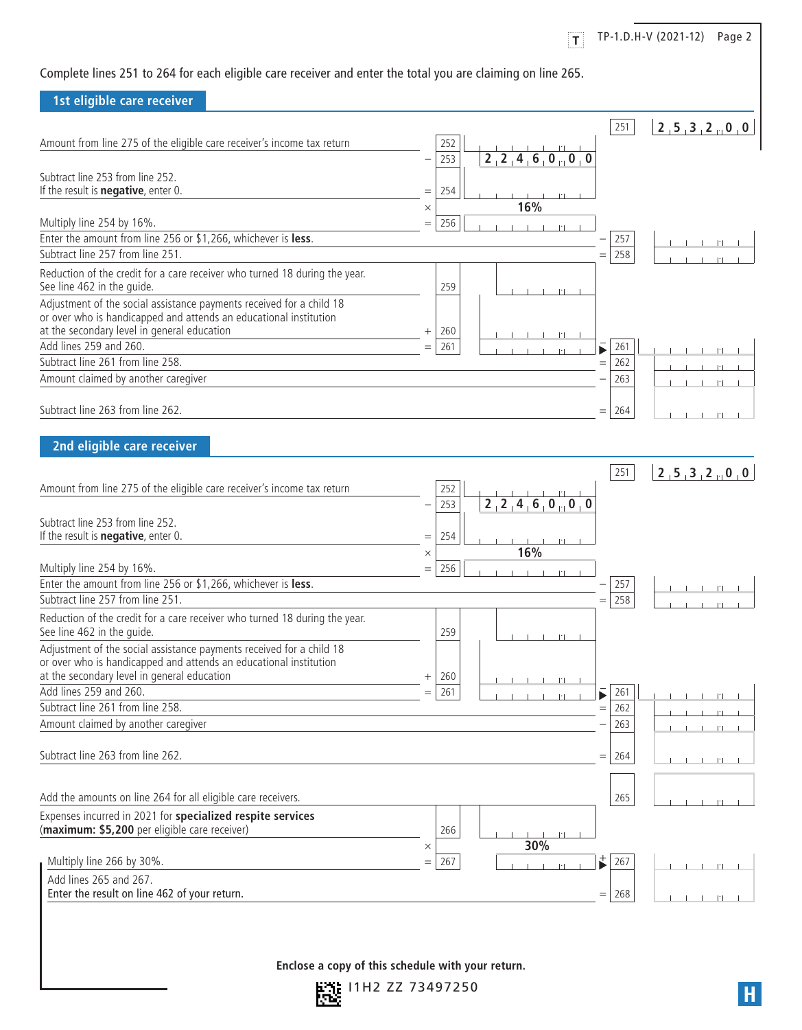Complete lines 251 to 264 for each eligible care receiver and enter the total you are claiming on line 265.

## 1st eligible care receiver

| Description | | Line | Amount | | Line | Amount |
|---|---|---|---|---|---|---|
| | | | | | 251 | 25,320.00 |
| Amount from line 275 of the eligible care receiver's income tax return | | 252 | | | | |
| | − | 253 | 22,460.00 | | | |
| Subtract line 253 from line 252. If the result is **negative**, enter 0. | = | 254 | | | | |
| | × | | 16% | | | |
| Multiply line 254 by 16%. | = | 256 | | | | |
| Enter the amount from line 256 or $1,266, whichever is **less**. | | | | − | 257 | |
| Subtract line 257 from line 251. | | | | = | 258 | |
| Reduction of the credit for a care receiver who turned 18 during the year. See line 462 in the guide. | | 259 | | | | |
| Adjustment of the social assistance payments received for a child 18 or over who is handicapped and attends an educational institution at the secondary level in general education | + | 260 | | | | |
| Add lines 259 and 260. | = | 261 | | ▶ − | 261 | |
| Subtract line 261 from line 258. | | | | = | 262 | |
| Amount claimed by another caregiver | | | | − | 263 | |
| Subtract line 263 from line 262. | | | | = | 264 | |

## 2nd eligible care receiver

| Description | | Line | Amount | | Line | Amount |
|---|---|---|---|---|---|---|
| | | | | | 251 | 25,320.00 |
| Amount from line 275 of the eligible care receiver's income tax return | | 252 | | | | |
| | − | 253 | 22,460.00 | | | |
| Subtract line 253 from line 252. If the result is **negative**, enter 0. | = | 254 | | | | |
| | × | | 16% | | | |
| Multiply line 254 by 16%. | = | 256 | | | | |
| Enter the amount from line 256 or $1,266, whichever is **less**. | | | | − | 257 | |
| Subtract line 257 from line 251. | | | | = | 258 | |
| Reduction of the credit for a care receiver who turned 18 during the year. See line 462 in the guide. | | 259 | | | | |
| Adjustment of the social assistance payments received for a child 18 or over who is handicapped and attends an educational institution at the secondary level in general education | + | 260 | | | | |
| Add lines 259 and 260. | = | 261 | | ▶ − | 261 | |
| Subtract line 261 from line 258. | | | | = | 262 | |
| Amount claimed by another caregiver | | | | − | 263 | |
| Subtract line 263 from line 262. | | | | = | 264 | |

| Description | | Line | Amount | | Line | Amount |
|---|---|---|---|---|---|---|
| Add the amounts on line 264 for all eligible care receivers. | | | | | 265 | |
| Expenses incurred in 2021 for **specialized respite services** (**maximum: $5,200** per eligible care receiver) | | 266 | | | | |
| | × | | 30% | | | |
| Multiply line 266 by 30%. | = | 267 | | ▶ + | 267 | |
| Add lines 265 and 267. Enter the result on line 462 of your return. | | | | = | 268 | |

**Enclose a copy of this schedule with your return.**

I1H2 ZZ 73497250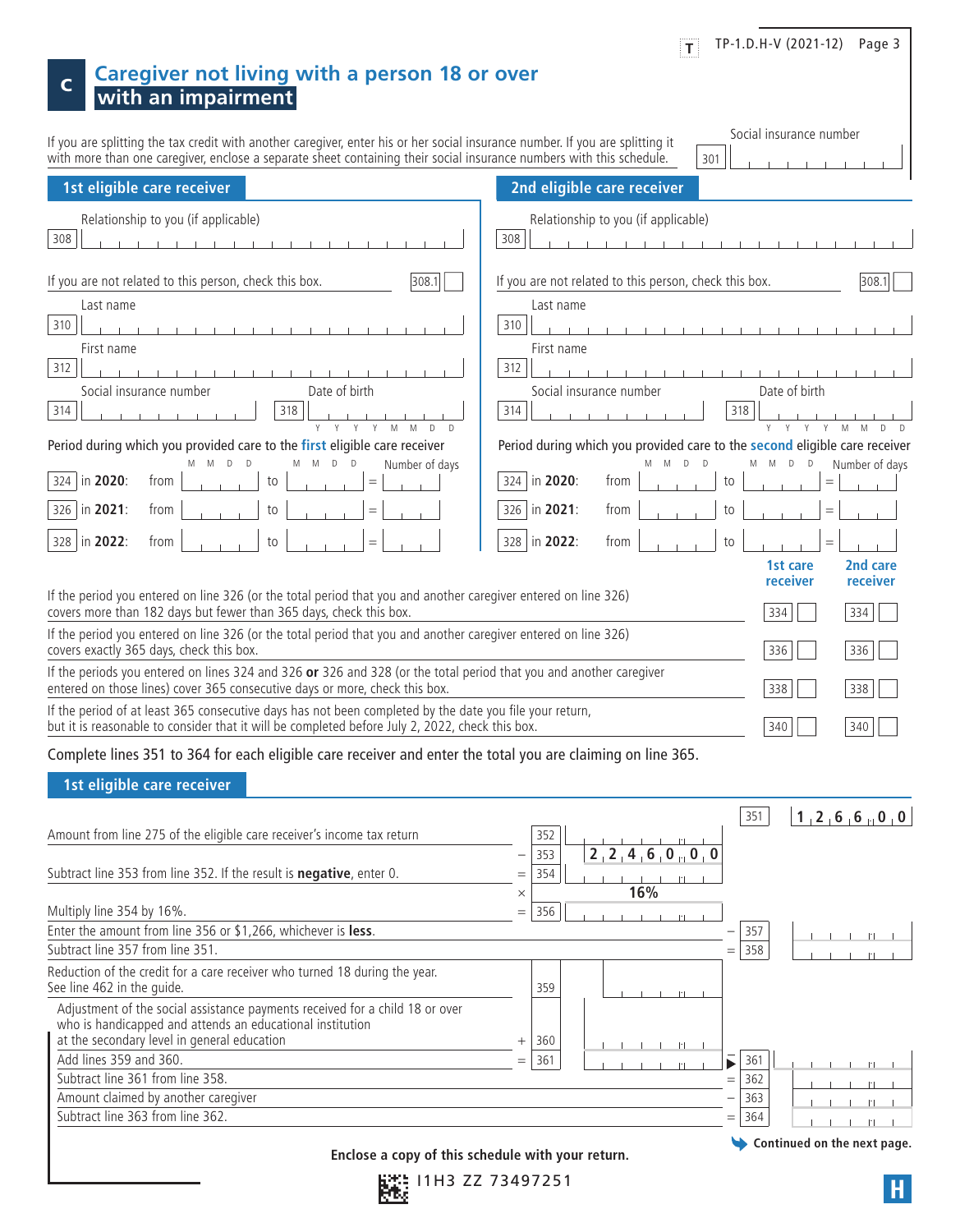# C Caregiver not living with a person 18 or over with an impairment

If you are splitting the tax credit with another caregiver, enter his or her social insurance number. If you are splitting it with more than one caregiver, enclose a separate sheet containing their social insurance numbers with this schedule.

Social insurance number 301 ______

| 1st eligible care receiver | 2nd eligible care receiver |
|---|---|
| Relationship to you (if applicable) 308 ______ | Relationship to you (if applicable) 308 ______ |
| If you are not related to this person, check this box. 308.1 ☐ | If you are not related to this person, check this box. 308.1 ☐ |
| Last name 310 ______ | Last name 310 ______ |
| First name 312 ______ | First name 312 ______ |
| Social insurance number 314 ______ Date of birth 318 ______ (YYYYMMDD) | Social insurance number 314 ______ Date of birth 318 ______ (YYYYMMDD) |

Period during which you provided care to the **first** eligible care receiver

| Line | Year | from (MMDD) | to (MMDD) | Number of days |
|---|---|---|---|---|
| 324 | in **2020**: | | | = |
| 326 | in **2021**: | | | = |
| 328 | in **2022**: | | | = |

Period during which you provided care to the **second** eligible care receiver

| Line | Year | from (MMDD) | to (MMDD) | Number of days |
|---|---|---|---|---|
| 324 | in **2020**: | | | = |
| 326 | in **2021**: | | | = |
| 328 | in **2022**: | | | = |

| | 1st care receiver | 2nd care receiver |
|---|---|---|
| If the period you entered on line 326 (or the total period that you and another caregiver entered on line 326) covers more than 182 days but fewer than 365 days, check this box. | 334 ☐ | 334 ☐ |
| If the period you entered on line 326 (or the total period that you and another caregiver entered on line 326) covers exactly 365 days, check this box. | 336 ☐ | 336 ☐ |
| If the periods you entered on lines 324 and 326 **or** 326 and 328 (or the total period that you and another caregiver entered on those lines) cover 365 consecutive days or more, check this box. | 338 ☐ | 338 ☐ |
| If the period of at least 365 consecutive days has not been completed by the date you file your return, but it is reasonable to consider that it will be completed before July 2, 2022, check this box. | 340 ☐ | 340 ☐ |

Complete lines 351 to 364 for each eligible care receiver and enter the total you are claiming on line 365.

## 1st eligible care receiver

| Description | | Line | Amount | | Line | Amount |
|---|---|---|---|---|---|---|
| | | | | | 351 | 12,660.00 |
| Amount from line 275 of the eligible care receiver's income tax return | | 352 | | | | |
| | − | 353 | 22,460.00 | | | |
| Subtract line 353 from line 352. If the result is **negative**, enter 0. | = | 354 | | | | |
| | × | | 16% | | | |
| Multiply line 354 by 16%. | = | 356 | | | | |
| Enter the amount from line 356 or $1,266, whichever is **less**. | | | | − | 357 | |
| Subtract line 357 from line 351. | | | | = | 358 | |
| Reduction of the credit for a care receiver who turned 18 during the year. See line 462 in the guide. | | 359 | | | | |
| Adjustment of the social assistance payments received for a child 18 or over who is handicapped and attends an educational institution at the secondary level in general education | + | 360 | | | | |
| Add lines 359 and 360. | = | 361 | | ▶ | 361 | |
| Subtract line 361 from line 358. | | | | = | 362 | |
| Amount claimed by another caregiver | | | | − | 363 | |
| Subtract line 363 from line 362. | | | | = | 364 | |

Continued on the next page.

**Enclose a copy of this schedule with your return.**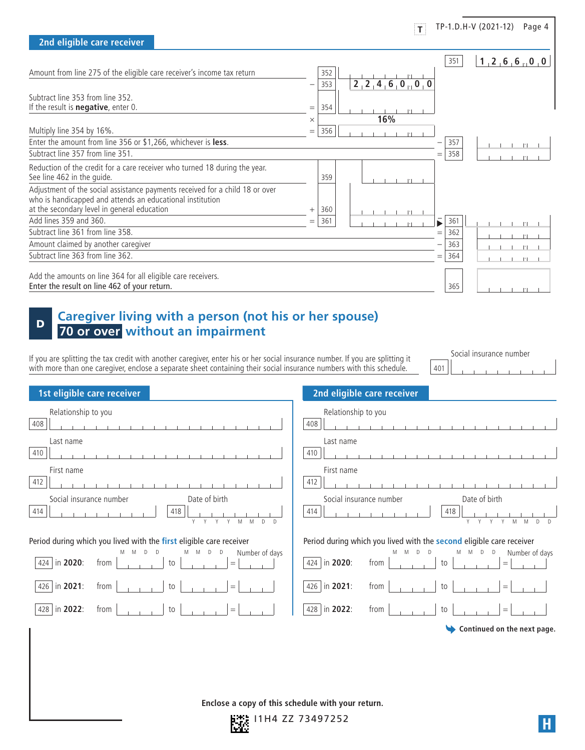## 2nd eligible care receiver

| | | | | |
|---|---|---|---|---|
| | | | 351 | 1 2 6 6 .0 0 |
| Amount from line 275 of the eligible care receiver's income tax return | 352 | | | |
| | − 353 | 2 2 4 6 0 .0 0 | | |
| Subtract line 353 from line 352. If the result is **negative**, enter 0. | = 354 | | | |
| | × | 16% | | |
| Multiply line 354 by 16%. | = 356 | | | |
| Enter the amount from line 356 or $1,266, whichever is **less**. | | | − 357 | |
| Subtract line 357 from line 351. | | | = 358 | |
| Reduction of the credit for a care receiver who turned 18 during the year. See line 462 in the guide. | 359 | | | |
| Adjustment of the social assistance payments received for a child 18 or over who is handicapped and attends an educational institution at the secondary level in general education | + 360 | | | |
| Add lines 359 and 360. | = 361 | | ▶ − 361 | |
| Subtract line 361 from line 358. | | | = 362 | |
| Amount claimed by another caregiver | | | − 363 | |
| Subtract line 363 from line 362. | | | = 364 | |
| Add the amounts on line 364 for all eligible care receivers. Enter the result on line 462 of your return. | | | 365 | |

# D Caregiver living with a person (not his or her spouse) 70 or over without an impairment

If you are splitting the tax credit with another caregiver, enter his or her social insurance number. If you are splitting it with more than one caregiver, enclose a separate sheet containing their social insurance numbers with this schedule.

401 Social insurance number: ______

## 1st eligible care receiver

408 Relationship to you: ______

410 Last name: ______

412 First name: ______

414 Social insurance number: ______ 418 Date of birth (Y Y Y Y M M D D): ______

Period during which you lived with the **first** eligible care receiver

| | | from (M M D D) | to (M M D D) | Number of days |
|---|---|---|---|---|
| 424 | in **2020**: | | | = |
| 426 | in **2021**: | | | = |
| 428 | in **2022**: | | | = |

## 2nd eligible care receiver

408 Relationship to you: ______

410 Last name: ______

412 First name: ______

414 Social insurance number: ______ 418 Date of birth (Y Y Y Y M M D D): ______

Period during which you lived with the **second** eligible care receiver

| | | from (M M D D) | to (M M D D) | Number of days |
|---|---|---|---|---|
| 424 | in **2020**: | | | = |
| 426 | in **2021**: | | | = |
| 428 | in **2022**: | | | = |

**Continued on the next page.**

**Enclose a copy of this schedule with your return.**

I1H4 ZZ 73497252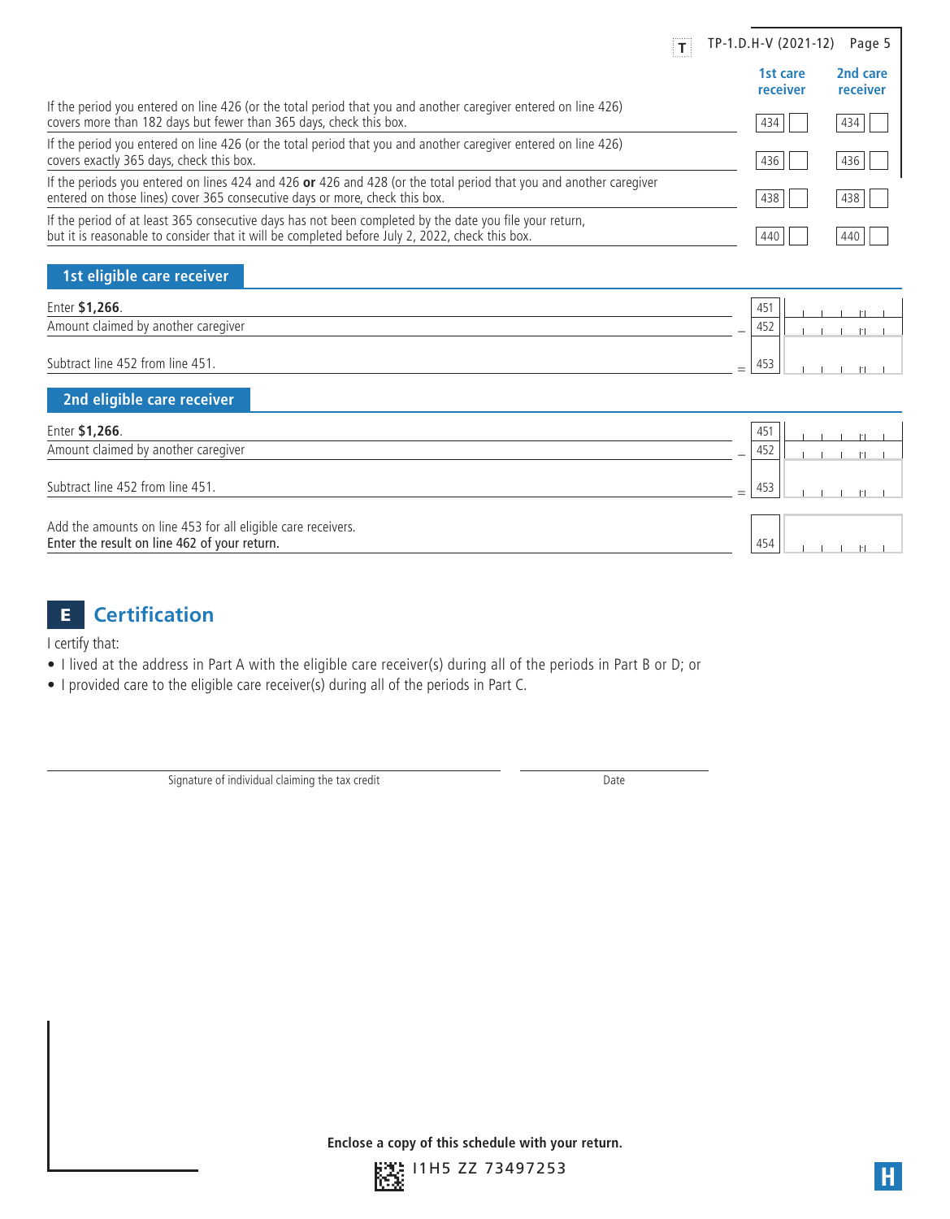| | 1st care receiver | 2nd care receiver |
|---|---|---|
| If the period you entered on line 426 (or the total period that you and another caregiver entered on line 426) covers more than 182 days but fewer than 365 days, check this box. | 434 ☐ | 434 ☐ |
| If the period you entered on line 426 (or the total period that you and another caregiver entered on line 426) covers exactly 365 days, check this box. | 436 ☐ | 436 ☐ |
| If the periods you entered on lines 424 and 426 **or** 426 and 428 (or the total period that you and another caregiver entered on those lines) cover 365 consecutive days or more, check this box. | 438 ☐ | 438 ☐ |
| If the period of at least 365 consecutive days has not been completed by the date you file your return, but it is reasonable to consider that it will be completed before July 2, 2022, check this box. | 440 ☐ | 440 ☐ |

### 1st eligible care receiver

| | | |
|---|---|---|
| Enter **$1,266**. | 451 | |
| Amount claimed by another caregiver | – 452 | |
| Subtract line 452 from line 451. | = 453 | |

### 2nd eligible care receiver

| | | |
|---|---|---|
| Enter **$1,266**. | 451 | |
| Amount claimed by another caregiver | – 452 | |
| Subtract line 452 from line 451. | = 453 | |

| | | |
|---|---|---|
| Add the amounts on line 453 for all eligible care receivers. Enter the result on line 462 of your return. | 454 | |

## E Certification

I certify that:

- I lived at the address in Part A with the eligible care receiver(s) during all of the periods in Part B or D; or
- I provided care to the eligible care receiver(s) during all of the periods in Part C.

Signature of individual claiming the tax credit

Date

**Enclose a copy of this schedule with your return.**